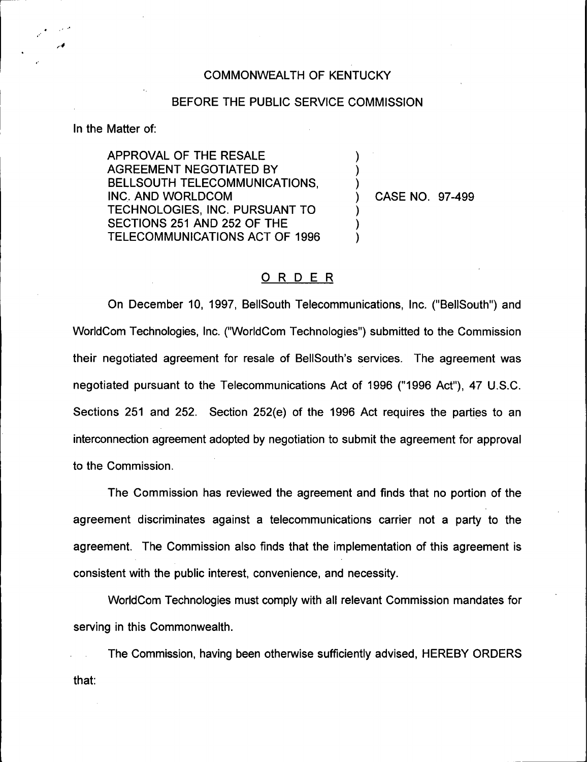COMMONWEALTH OF KENTUCKY

BEFORE THE PUBLIC SERVICE COMMISSION

In the Matter of:

APPROVAL OF THE RESALE AGREEMENT NEGOTIATED BY BELLSOUTH TELECOMMUNICATIONS, INC. AND WORLDCOM TECHNOLOGIES, INC. PURSUANT TO SECTIONS 251 AND 252 OF THE TELECOMMUNICATIONS ACT OF 1996 ) CASE NO. 97-499

# ORDER

On December 10, 1997, BellSouth Telecommunications, Inc. ("BellSouth") and WorldCom Technologies, Inc. ("WorldCom Technologies") submitted to the Commission their negotiated agreement for resale of BellSouth's services. The agreement was negotiated pursuant to the Telecommunications Act of 1996 ("1996 Act"), 47 U.S.C. Sections 251 and 252. Section 252(e) of the 1996 Act requires the parties to an interconnection agreement adopted by negotiation to submit the agreement for approval to the Commission.

The Commission has reviewed the agreement and finds that no portion of the agreement discriminates against a telecommunications carrier not a party to the agreement. The Commission also finds that the implementation of this agreement is consistent with the public interest, convenience, and necessity.

WorldCom Technologies must comply with all relevant Commission mandates for serving in this Commonwealth.

The Commission, having been otherwise sufficiently advised, HEREBY ORDERS that: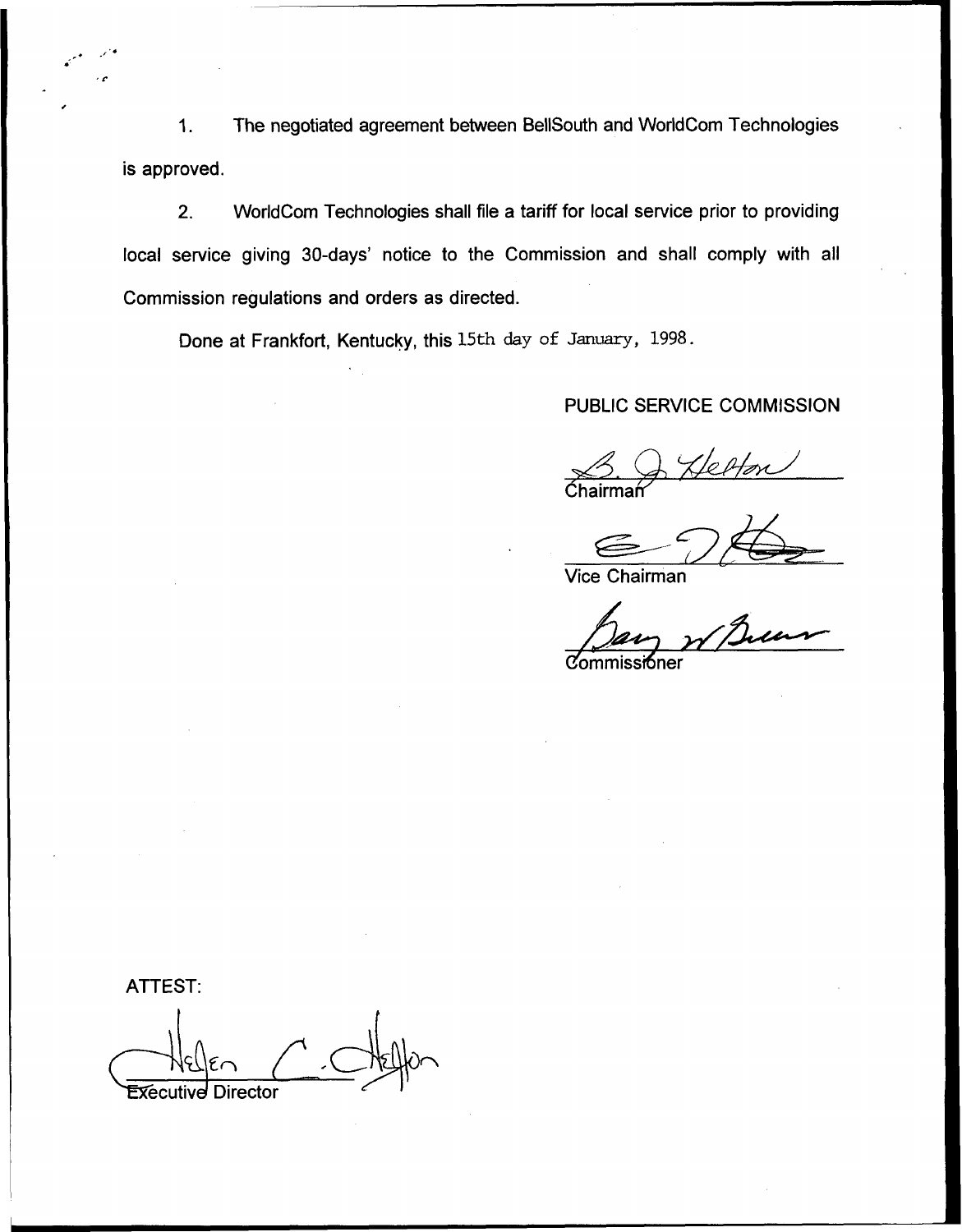1. The negotiated agreement between BellSouth and WorldCom Technologies is approved.

2. WorldCom Technologies shall file a tariff for local service prior to providing local service giving 30-days' notice to the Commission and shall comply with all Commission regulations and orders as directed.

Done at Frankfort, Kentucky, this 15th day of January, 1998.

PUBLIC SERVICE COMMISSION

Chairman

Vice Chairman

Commissioner

ATTEST:

Executive Director